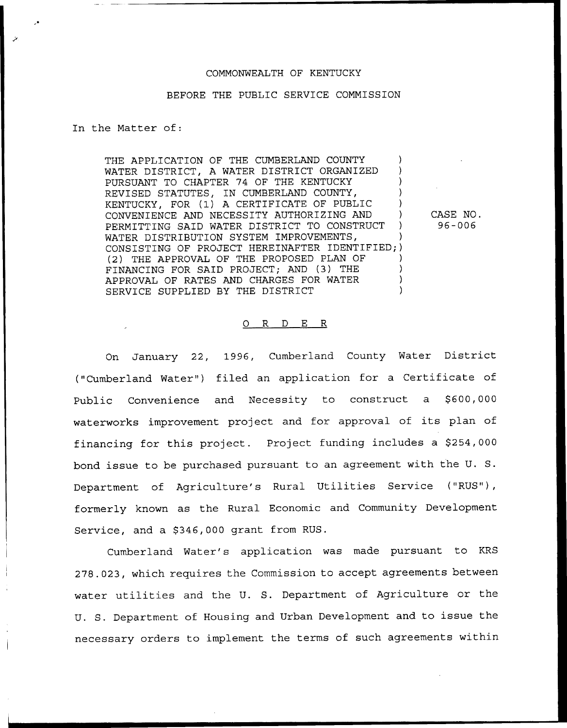COMMONWEALTH OF KENTUCKY

BEFORE THE PUBLIC SERVICE COMMISSION

In the Matter of:

THE APPLICATION OF THE CUMBERLAND COUNTY WATER DISTRICT, A WATER DISTRICT ORGANIZED PURSUANT TO CHAPTER 74 OF THE KENTUCKY REVISED STATUTES, IN CUMBERLAND COUNTY, KENTUCKY, FOR (1) A CERTIFICATE OF PUBLIC CONVENIENCE AND NECESSITY AUTHORIZING AND PERMITTING SAID WATER DISTRICT TO CONSTRUCT WATER DISTRIBUTION SYSTEM IMPROVEMENTS, CONSISTING OF PROJECT HEREINAFTER IDENTIFIED; (2) THE APPROVAL OF THE PROPOSED PLAN OF FINANCING FOR SAID PROJECT; AND (3) THE APPROVAL OF RATES AND CHARGES FOR WATER SERVICE SUPPLIED BY THE DISTRICT

CASE NO. 96-006

O R D E R

On January 22, 1996, Cumberland County Water District ("Cumberland Water") filed an application for a Certificate of Public Convenience and Necessity to construct a $600,000 waterworks improvement project and for approval of its plan of financing for this project. Project funding includes a $254,000 bond issue to be purchased pursuant to an agreement with the U. S. Department of Agriculture's Rural Utilities Service ("RUS"), formerly known as the Rural Economic and Community Development Service, and a $346,000 grant from RUS.

Cumberland Water's application was made pursuant to KRS 278.023, which requires the Commission to accept agreements between water utilities and the U. S. Department of Agriculture or the U. S. Department of Housing and Urban Development and to issue the necessary orders to implement the terms of such agreements within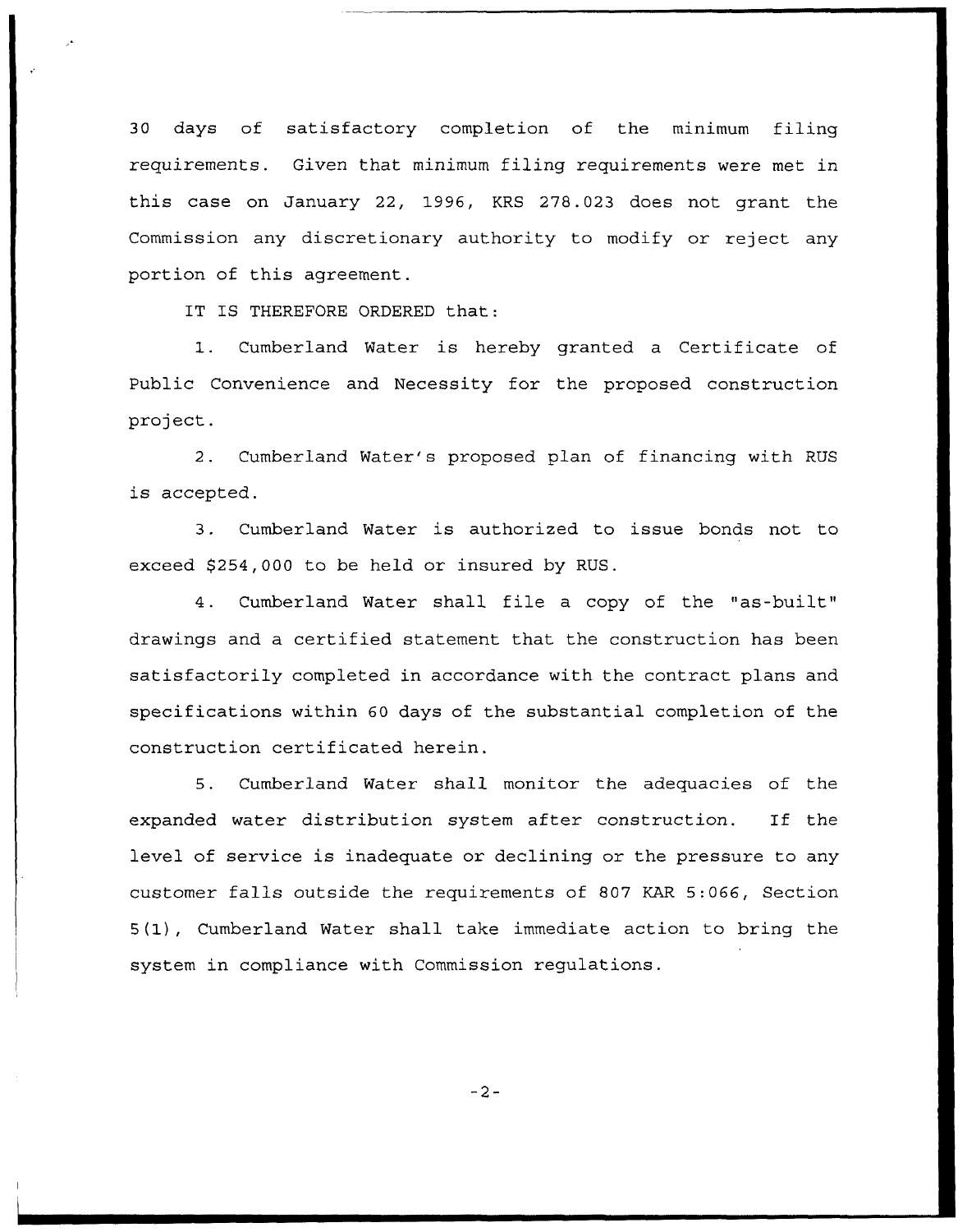30 days of satisfactory completion of the minimum filing requirements. Given that minimum filing requirements were met in this case on January 22, 1996, KRS 278.023 does not grant the Commission any discretionary authority to modify or reject any portion of this agreement.

IT IS THEREFORE ORDERED that:

1. Cumberland Water is hereby granted a Certificate of Public Convenience and Necessity for the proposed construction project.

2. Cumberland Water's proposed plan of financing with RUS is accepted.

3. Cumberland Water is authorized to issue bonds not to exceed $254,000 to be held or insured by RUS.

4. Cumberland Water shall file a copy of the "as-built" drawings and a certified statement that the construction has been satisfactorily completed in accordance with the contract plans and specifications within 60 days of the substantial completion of the construction certificated herein.

5. Cumberland Water shall monitor the adequacies of the expanded water distribution system after construction. If the level of service is inadequate or declining or the pressure to any customer falls outside the requirements of 807 KAR 5:066, Section 5(1), Cumberland Water shall take immediate action to bring the system in compliance with Commission regulations.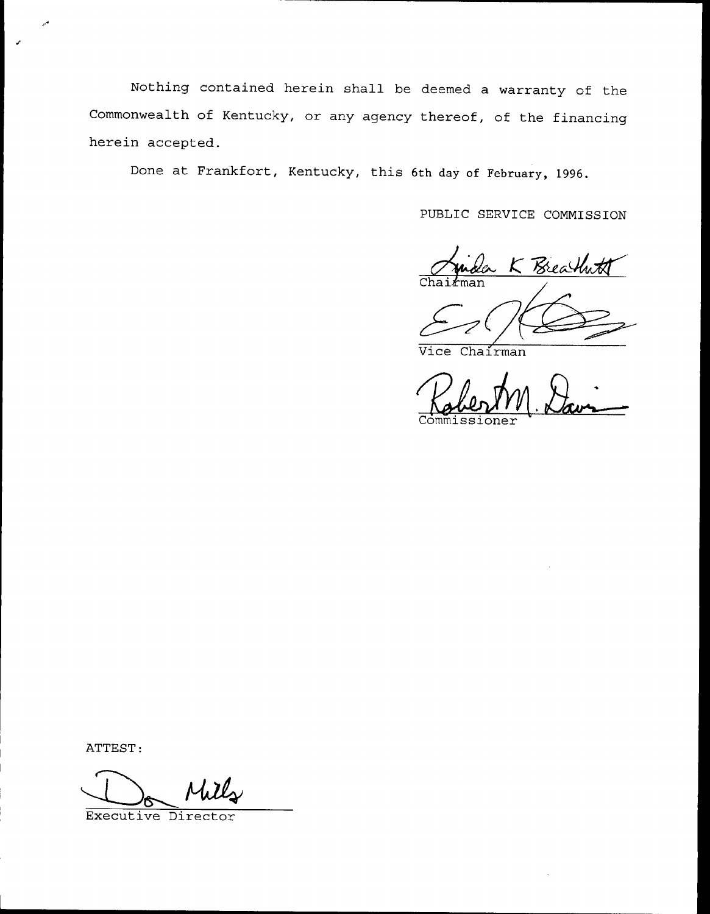Nothing contained herein shall be deemed a warranty of the Commonwealth of Kentucky, or any agency thereof, of the financing herein accepted.

Done at Frankfort, Kentucky, this 6th day of February, 1996.

PUBLIC SERVICE COMMISSION

Linda K Breathitt
Chairman

Vice Chairman

Robert M. Davis
Commissioner

ATTEST:

Don Mills
Executive Director